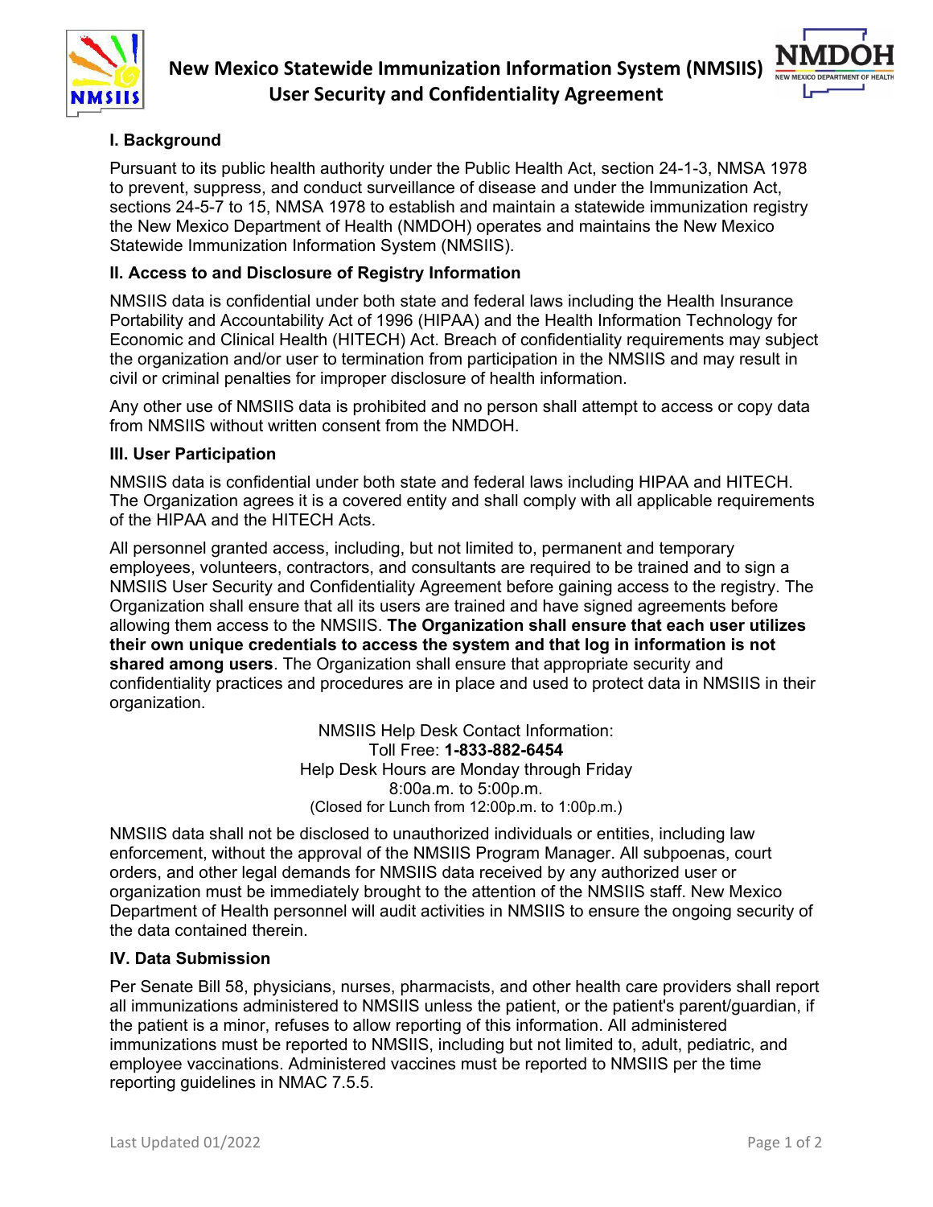# New Mexico Statewide Immunization Information System (NMSIIS) User Security and Confidentiality Agreement

## I. Background

Pursuant to its public health authority under the Public Health Act, section 24-1-3, NMSA 1978 to prevent, suppress, and conduct surveillance of disease and under the Immunization Act, sections 24-5-7 to 15, NMSA 1978 to establish and maintain a statewide immunization registry the New Mexico Department of Health (NMDOH) operates and maintains the New Mexico Statewide Immunization Information System (NMSIIS).

## II. Access to and Disclosure of Registry Information

NMSIIS data is confidential under both state and federal laws including the Health Insurance Portability and Accountability Act of 1996 (HIPAA) and the Health Information Technology for Economic and Clinical Health (HITECH) Act. Breach of confidentiality requirements may subject the organization and/or user to termination from participation in the NMSIIS and may result in civil or criminal penalties for improper disclosure of health information.

Any other use of NMSIIS data is prohibited and no person shall attempt to access or copy data from NMSIIS without written consent from the NMDOH.

## III. User Participation

NMSIIS data is confidential under both state and federal laws including HIPAA and HITECH. The Organization agrees it is a covered entity and shall comply with all applicable requirements of the HIPAA and the HITECH Acts.

All personnel granted access, including, but not limited to, permanent and temporary employees, volunteers, contractors, and consultants are required to be trained and to sign a NMSIIS User Security and Confidentiality Agreement before gaining access to the registry. The Organization shall ensure that all its users are trained and have signed agreements before allowing them access to the NMSIIS. **The Organization shall ensure that each user utilizes their own unique credentials to access the system and that log in information is not shared among users**. The Organization shall ensure that appropriate security and confidentiality practices and procedures are in place and used to protect data in NMSIIS in their organization.

NMSIIS Help Desk Contact Information:
Toll Free: **1-833-882-6454**
Help Desk Hours are Monday through Friday
8:00a.m. to 5:00p.m.
(Closed for Lunch from 12:00p.m. to 1:00p.m.)

NMSIIS data shall not be disclosed to unauthorized individuals or entities, including law enforcement, without the approval of the NMSIIS Program Manager. All subpoenas, court orders, and other legal demands for NMSIIS data received by any authorized user or organization must be immediately brought to the attention of the NMSIIS staff. New Mexico Department of Health personnel will audit activities in NMSIIS to ensure the ongoing security of the data contained therein.

## IV. Data Submission

Per Senate Bill 58, physicians, nurses, pharmacists, and other health care providers shall report all immunizations administered to NMSIIS unless the patient, or the patient's parent/guardian, if the patient is a minor, refuses to allow reporting of this information. All administered immunizations must be reported to NMSIIS, including but not limited to, adult, pediatric, and employee vaccinations. Administered vaccines must be reported to NMSIIS per the time reporting guidelines in NMAC 7.5.5.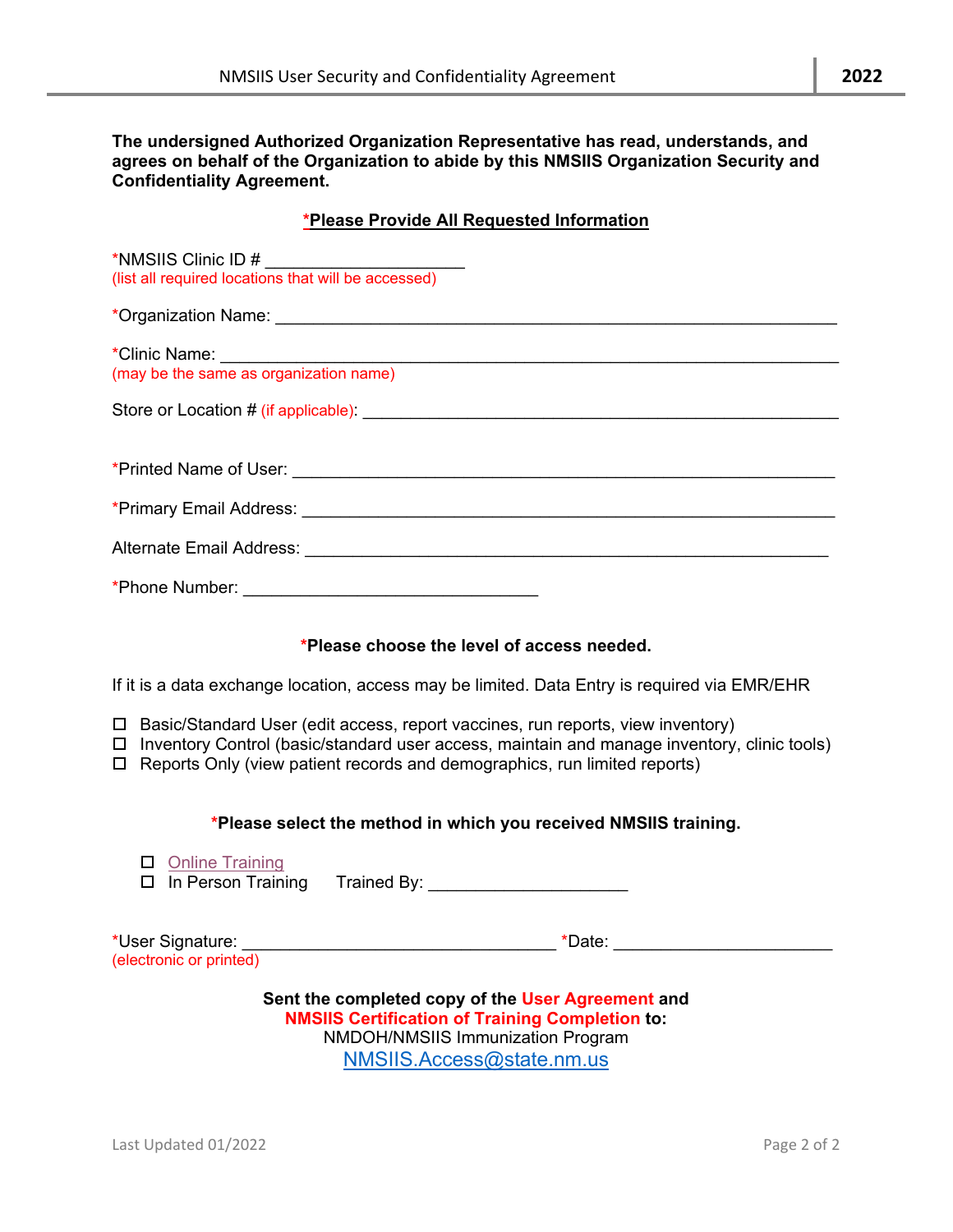**The undersigned Authorized Organization Representative has read, understands, and agrees on behalf of the Organization to abide by this NMSIIS Organization Security and Confidentiality Agreement.**

**\*Please Provide All Requested Information**

\*NMSIIS Clinic ID # ____________________
(list all required locations that will be accessed)

\*Organization Name: ________________________________________________________

\*Clinic Name: ______________________________________________________________
(may be the same as organization name)

Store or Location # (if applicable): ____________________________________________

\*Printed Name of User: ______________________________________________________

\*Primary Email Address: _____________________________________________________

Alternate Email Address: _____________________________________________________

\*Phone Number: ______________________________

**\*Please choose the level of access needed.**

If it is a data exchange location, access may be limited. Data Entry is required via EMR/EHR

- ☐ Basic/Standard User (edit access, report vaccines, run reports, view inventory)
- ☐ Inventory Control (basic/standard user access, maintain and manage inventory, clinic tools)
- ☐ Reports Only (view patient records and demographics, run limited reports)

**\*Please select the method in which you received NMSIIS training.**

- ☐ Online Training
- ☐ In Person Training Trained By: ____________________

\*User Signature: ________________________________ \*Date: ____________________
(electronic or printed)

**Sent the completed copy of the User Agreement and NMSIIS Certification of Training Completion to:**
NMDOH/NMSIIS Immunization Program
NMSIIS.Access@state.nm.us

Last Updated 01/2022